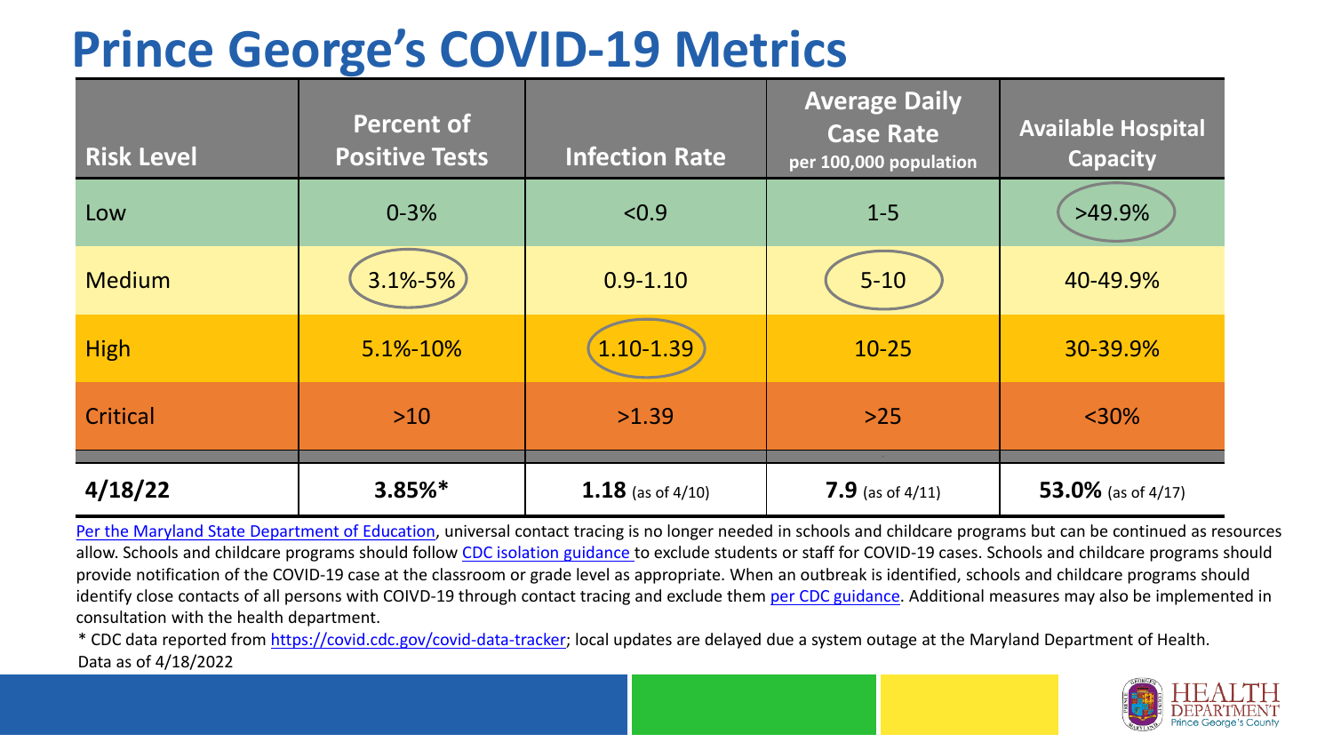# Prince George's COVID-19 Metrics

| Risk Level | Percent of Positive Tests | Infection Rate | Average Daily Case Rate per 100,000 population | Available Hospital Capacity |
|---|---|---|---|---|
| Low | 0-3% | <0.9 | 1-5 | >49.9% |
| Medium | 3.1%-5% | 0.9-1.10 | 5-10 | 40-49.9% |
| High | 5.1%-10% | 1.10-1.39 | 10-25 | 30-39.9% |
| Critical | >10 | >1.39 | >25 | <30% |
| **4/18/22** | **3.85%*** | **1.18** (as of 4/10) | **7.9** (as of 4/11) | **53.0%** (as of 4/17) |

Per the Maryland State Department of Education, universal contact tracing is no longer needed in schools and childcare programs but can be continued as resources allow. Schools and childcare programs should follow CDC isolation guidance to exclude students or staff for COVID-19 cases. Schools and childcare programs should provide notification of the COVID-19 case at the classroom or grade level as appropriate. When an outbreak is identified, schools and childcare programs should identify close contacts of all persons with COIVD-19 through contact tracing and exclude them per CDC guidance. Additional measures may also be implemented in consultation with the health department.

* CDC data reported from https://covid.cdc.gov/covid-data-tracker; local updates are delayed due a system outage at the Maryland Department of Health.

Data as of 4/18/2022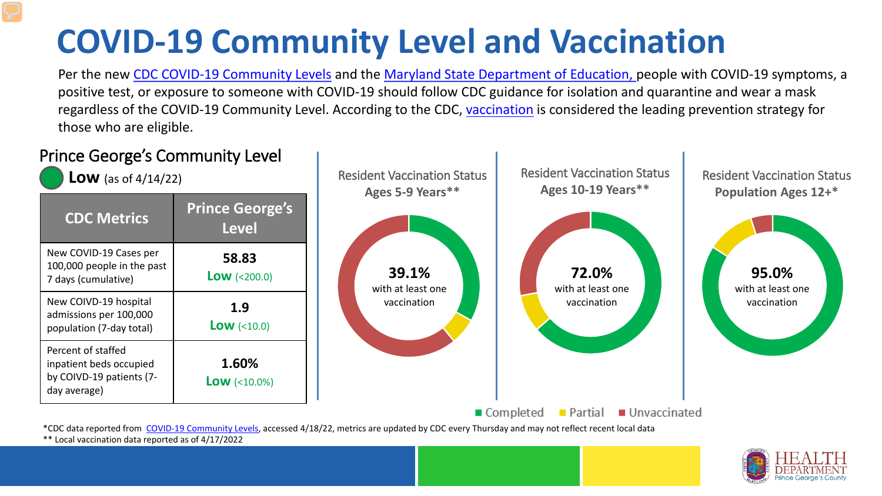# COVID-19 Community Level and Vaccination

Per the new CDC COVID-19 Community Levels and the Maryland State Department of Education, people with COVID-19 symptoms, a positive test, or exposure to someone with COVID-19 should follow CDC guidance for isolation and quarantine and wear a mask regardless of the COVID-19 Community Level. According to the CDC, vaccination is considered the leading prevention strategy for those who are eligible.

## Prince George's Community Level

**Low** (as of 4/14/22)

| CDC Metrics | Prince George's Level |
| --- | --- |
| New COVID-19 Cases per 100,000 people in the past 7 days (cumulative) | **58.83** **Low** (<200.0) |
| New COIVD-19 hospital admissions per 100,000 population (7-day total) | **1.9** **Low** (<10.0) |
| Percent of staffed inpatient beds occupied by COIVD-19 patients (7-day average) | **1.60%** **Low** (<10.0%) |

Resident Vaccination Status **Ages 5-9 Years****

**39.1%** with at least one vaccination

Resident Vaccination Status **Ages 10-19 Years****

**72.0%** with at least one vaccination

Resident Vaccination Status **Population Ages 12+***

**95.0%** with at least one vaccination

Completed | Partial | Unvaccinated

*CDC data reported from COVID-19 Community Levels, accessed 4/18/22, metrics are updated by CDC every Thursday and may not reflect recent local data

** Local vaccination data reported as of 4/17/2022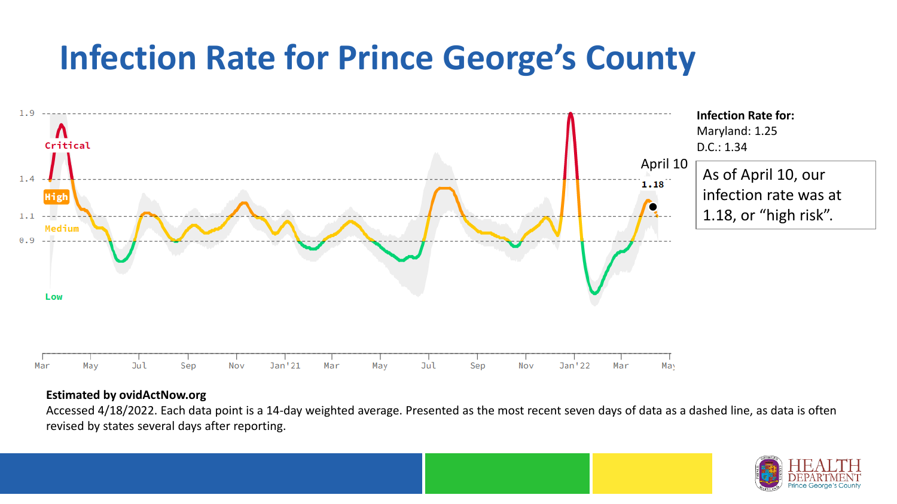# Infection Rate for Prince George's County

**Infection Rate for:**
Maryland: 1.25
D.C.: 1.34

As of April 10, our infection rate was at 1.18, or "high risk".

**Estimated by ovidActNow.org**

Accessed 4/18/2022. Each data point is a 14-day weighted average. Presented as the most recent seven days of data as a dashed line, as data is often revised by states several days after reporting.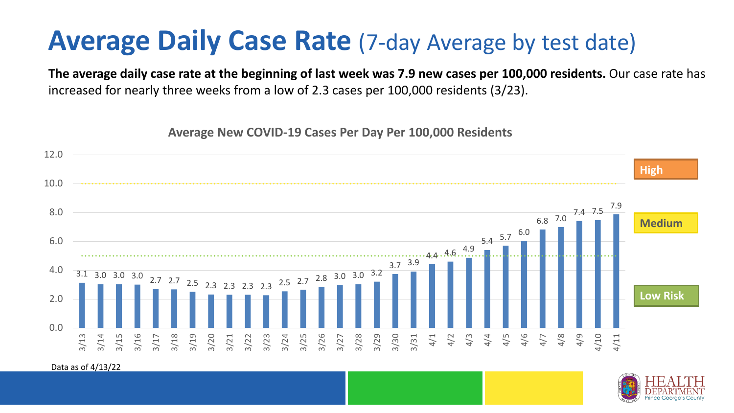# **Average Daily Case Rate** (7-day Average by test date)

**The average daily case rate at the beginning of last week was 7.9 new cases per 100,000 residents.** Our case rate has increased for nearly three weeks from a low of 2.3 cases per 100,000 residents (3/23).

**Average New COVID-19 Cases Per Day Per 100,000 Residents**

| Date | Cases per 100,000 |
|---|---|
| 3/13 | 3.1 |
| 3/14 | 3.0 |
| 3/15 | 3.0 |
| 3/16 | 3.0 |
| 3/17 | 2.7 |
| 3/18 | 2.7 |
| 3/19 | 2.5 |
| 3/20 | 2.3 |
| 3/21 | 2.3 |
| 3/22 | 2.3 |
| 3/23 | 2.3 |
| 3/24 | 2.5 |
| 3/25 | 2.7 |
| 3/26 | 2.8 |
| 3/27 | 3.0 |
| 3/28 | 3.0 |
| 3/29 | 3.2 |
| 3/30 | 3.7 |
| 3/31 | 3.9 |
| 4/1 | 4.4 |
| 4/2 | 4.6 |
| 4/3 | 4.9 |
| 4/4 | 5.4 |
| 4/5 | 5.7 |
| 4/6 | 6.0 |
| 4/7 | 6.8 |
| 4/8 | 7.0 |
| 4/9 | 7.4 |
| 4/10 | 7.5 |
| 4/11 | 7.9 |

High

Medium

Low Risk

Data as of 4/13/22

HEALTH DEPARTMENT Prince George's County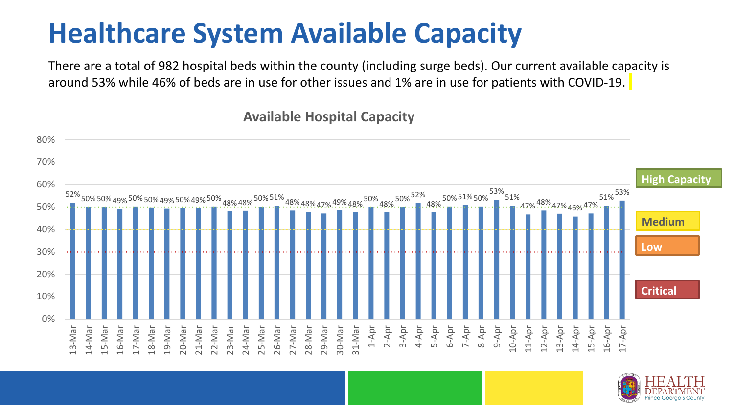# Healthcare System Available Capacity

There are a total of 982 hospital beds within the county (including surge beds). Our current available capacity is around 53% while 46% of beds are in use for other issues and 1% are in use for patients with COVID-19.

**Available Hospital Capacity**

80%
70%
60%
50%
40%
30%
20%
10%
0%

52% 50% 50% 49% 50% 50% 49% 50% 49% 50% 48% 48% 50% 51% 48% 48% 47% 49% 48% 50% 48% 50% 52% 48% 50% 51% 50% 53% 51% 47% 48% 47% 46% 47% 51% 53%

13-Mar 14-Mar 15-Mar 16-Mar 17-Mar 18-Mar 19-Mar 20-Mar 21-Mar 22-Mar 23-Mar 24-Mar 25-Mar 26-Mar 27-Mar 28-Mar 29-Mar 30-Mar 31-Mar 1-Apr 2-Apr 3-Apr 4-Apr 5-Apr 6-Apr 7-Apr 8-Apr 9-Apr 10-Apr 11-Apr 12-Apr 13-Apr 14-Apr 15-Apr 16-Apr 17-Apr

High Capacity

Medium

Low

Critical

HEALTH DEPARTMENT
Prince George's County